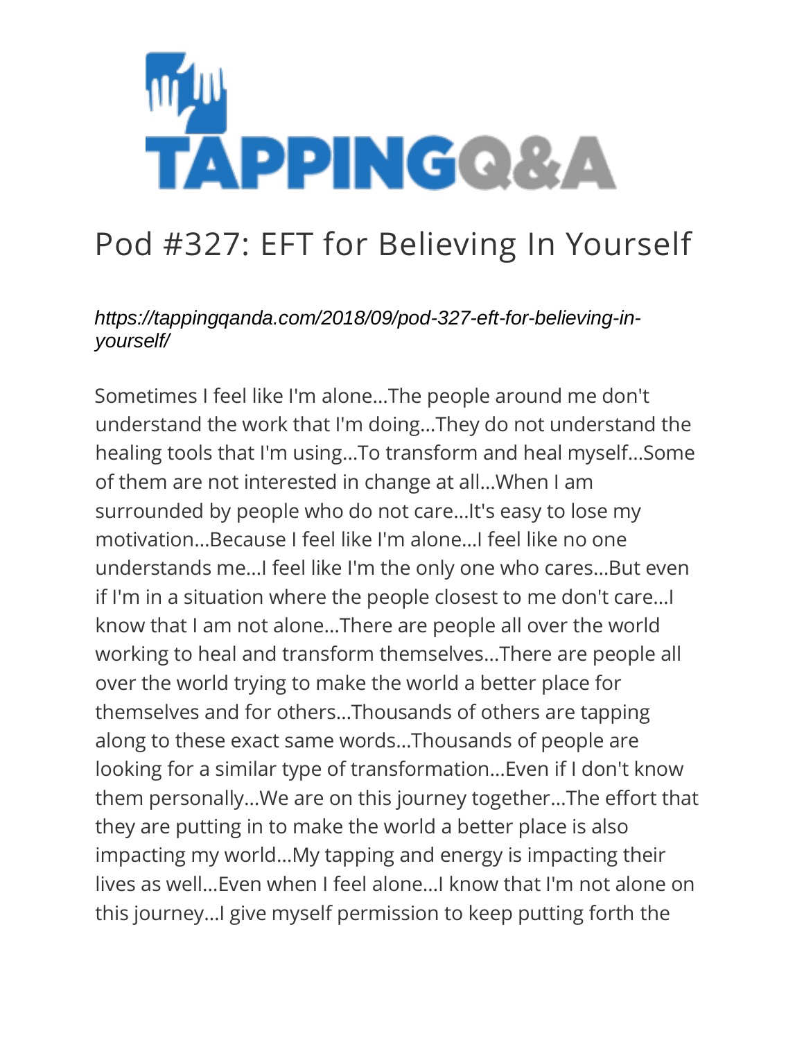# Pod #327: EFT for Believing In Yourself

*https://tappingqanda.com/2018/09/pod-327-eft-for-believing-in-yourself/*

Sometimes I feel like I'm alone...The people around me don't understand the work that I'm doing...They do not understand the healing tools that I'm using...To transform and heal myself...Some of them are not interested in change at all...When I am surrounded by people who do not care...It's easy to lose my motivation...Because I feel like I'm alone...I feel like no one understands me...I feel like I'm the only one who cares...But even if I'm in a situation where the people closest to me don't care...I know that I am not alone...There are people all over the world working to heal and transform themselves...There are people all over the world trying to make the world a better place for themselves and for others...Thousands of others are tapping along to these exact same words...Thousands of people are looking for a similar type of transformation...Even if I don't know them personally...We are on this journey together...The effort that they are putting in to make the world a better place is also impacting my world...My tapping and energy is impacting their lives as well...Even when I feel alone...I know that I'm not alone on this journey...I give myself permission to keep putting forth the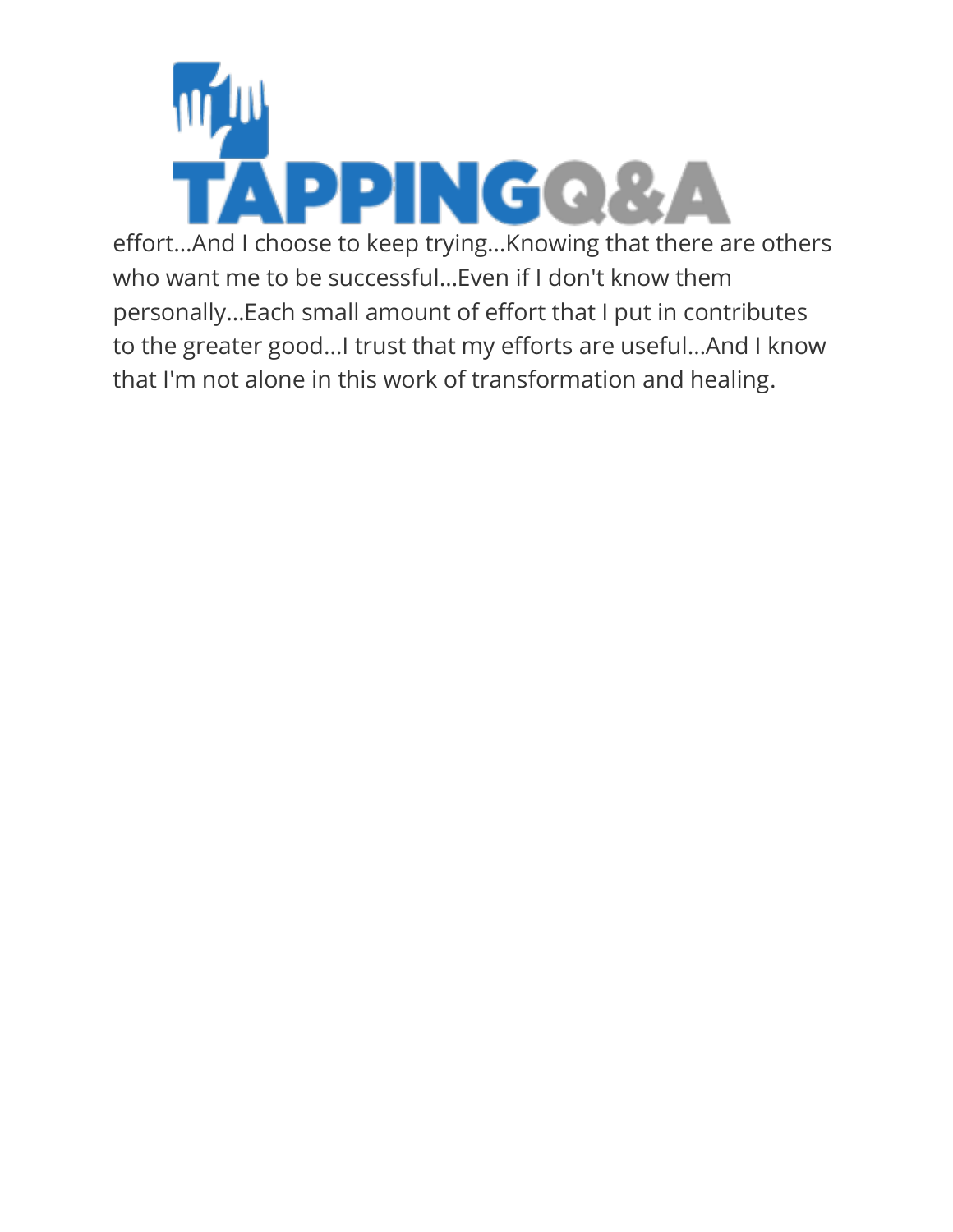effort...And I choose to keep trying...Knowing that there are others who want me to be successful...Even if I don't know them personally...Each small amount of effort that I put in contributes to the greater good...I trust that my efforts are useful...And I know that I'm not alone in this work of transformation and healing.